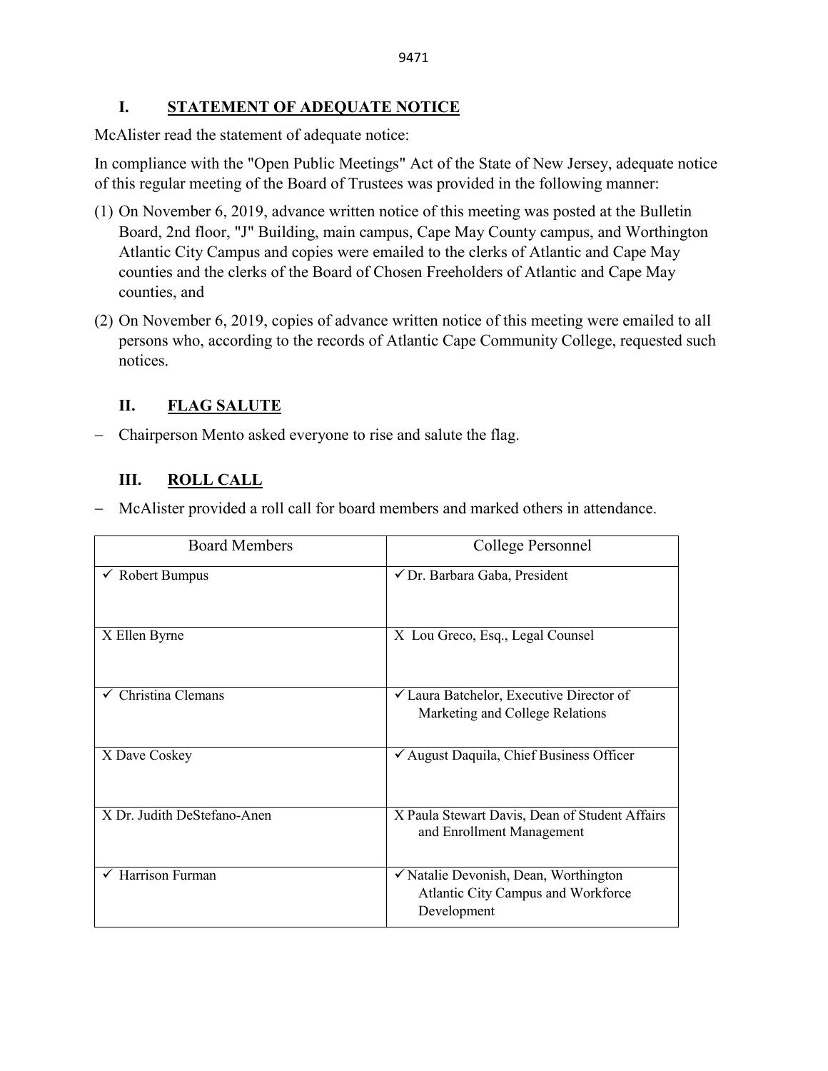## I. STATEMENT OF ADEQUATE NOTICE

McAlister read the statement of adequate notice:

In compliance with the "Open Public Meetings" Act of the State of New Jersey, adequate notice of this regular meeting of the Board of Trustees was provided in the following manner:

(1) On November 6, 2019, advance written notice of this meeting was posted at the Bulletin Board, 2nd floor, "J" Building, main campus, Cape May County campus, and Worthington Atlantic City Campus and copies were emailed to the clerks of Atlantic and Cape May counties and the clerks of the Board of Chosen Freeholders of Atlantic and Cape May counties, and

(2) On November 6, 2019, copies of advance written notice of this meeting were emailed to all persons who, according to the records of Atlantic Cape Community College, requested such notices.

## II. FLAG SALUTE

- Chairperson Mento asked everyone to rise and salute the flag.

## III. ROLL CALL

- McAlister provided a roll call for board members and marked others in attendance.

| Board Members | College Personnel |
|---|---|
| ✓ Robert Bumpus | ✓ Dr. Barbara Gaba, President |
| X Ellen Byrne | X Lou Greco, Esq., Legal Counsel |
| ✓ Christina Clemans | ✓ Laura Batchelor, Executive Director of Marketing and College Relations |
| X Dave Coskey | ✓ August Daquila, Chief Business Officer |
| X Dr. Judith DeStefano-Anen | X Paula Stewart Davis, Dean of Student Affairs and Enrollment Management |
| ✓ Harrison Furman | ✓ Natalie Devonish, Dean, Worthington Atlantic City Campus and Workforce Development |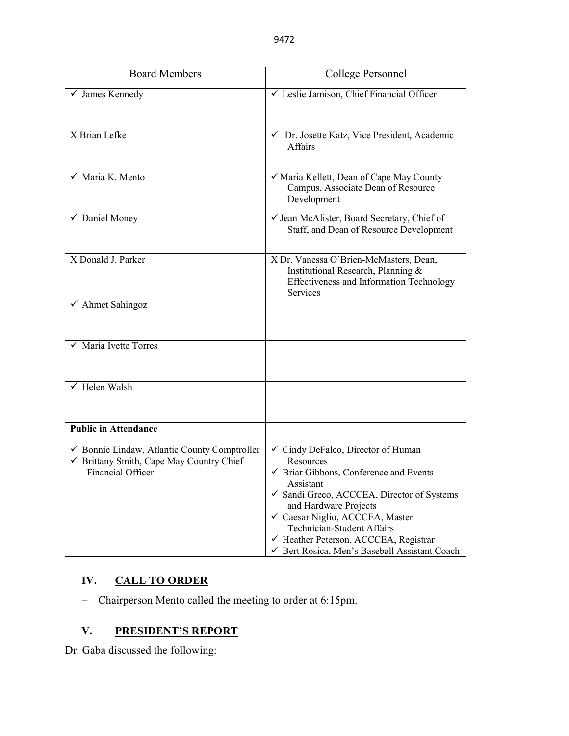| Board Members | College Personnel |
|---|---|
| ✓ James Kennedy | ✓ Leslie Jamison, Chief Financial Officer |
| X Brian Lefke | ✓ Dr. Josette Katz, Vice President, Academic Affairs |
| ✓ Maria K. Mento | ✓ Maria Kellett, Dean of Cape May County Campus, Associate Dean of Resource Development |
| ✓ Daniel Money | ✓ Jean McAlister, Board Secretary, Chief of Staff, and Dean of Resource Development |
| X Donald J. Parker | X Dr. Vanessa O'Brien-McMasters, Dean, Institutional Research, Planning & Effectiveness and Information Technology Services |
| ✓ Ahmet Sahingoz | |
| ✓ Maria Ivette Torres | |
| ✓ Helen Walsh | |
| **Public in Attendance** | |
| ✓ Bonnie Lindaw, Atlantic County Comptroller<br>✓ Brittany Smith, Cape May Country Chief Financial Officer | ✓ Cindy DeFalco, Director of Human Resources<br>✓ Briar Gibbons, Conference and Events Assistant<br>✓ Sandi Greco, ACCCEA, Director of Systems and Hardware Projects<br>✓ Caesar Niglio, ACCCEA, Master Technician-Student Affairs<br>✓ Heather Peterson, ACCCEA, Registrar<br>✓ Bert Rosica, Men's Baseball Assistant Coach |

## IV. CALL TO ORDER

– Chairperson Mento called the meeting to order at 6:15pm.

## V. PRESIDENT'S REPORT

Dr. Gaba discussed the following: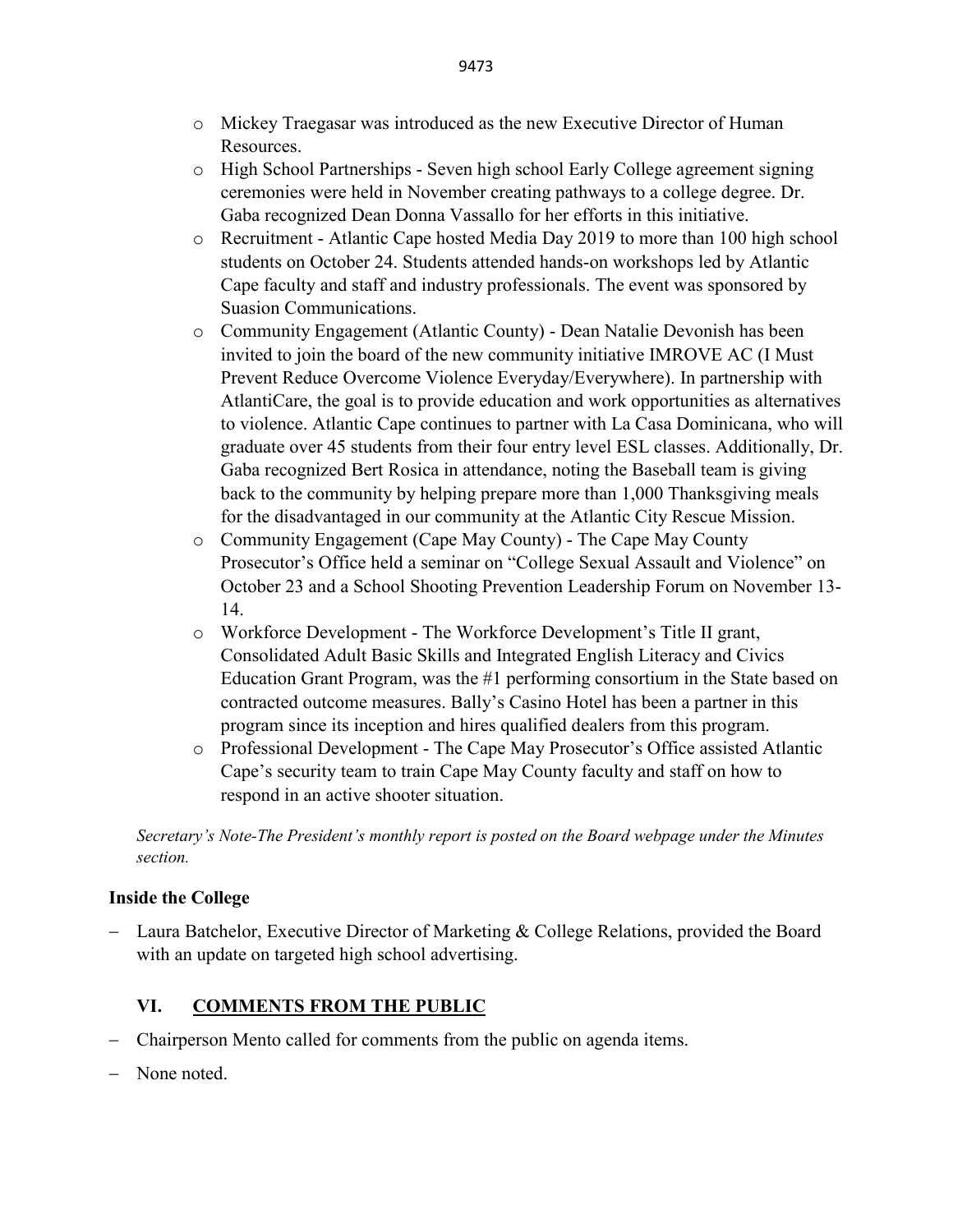- Mickey Traegasar was introduced as the new Executive Director of Human Resources.
- High School Partnerships - Seven high school Early College agreement signing ceremonies were held in November creating pathways to a college degree. Dr. Gaba recognized Dean Donna Vassallo for her efforts in this initiative.
- Recruitment - Atlantic Cape hosted Media Day 2019 to more than 100 high school students on October 24. Students attended hands-on workshops led by Atlantic Cape faculty and staff and industry professionals. The event was sponsored by Suasion Communications.
- Community Engagement (Atlantic County) - Dean Natalie Devonish has been invited to join the board of the new community initiative IMROVE AC (I Must Prevent Reduce Overcome Violence Everyday/Everywhere). In partnership with AtlantiCare, the goal is to provide education and work opportunities as alternatives to violence. Atlantic Cape continues to partner with La Casa Dominicana, who will graduate over 45 students from their four entry level ESL classes. Additionally, Dr. Gaba recognized Bert Rosica in attendance, noting the Baseball team is giving back to the community by helping prepare more than 1,000 Thanksgiving meals for the disadvantaged in our community at the Atlantic City Rescue Mission.
- Community Engagement (Cape May County) - The Cape May County Prosecutor's Office held a seminar on "College Sexual Assault and Violence" on October 23 and a School Shooting Prevention Leadership Forum on November 13-14.
- Workforce Development - The Workforce Development's Title II grant, Consolidated Adult Basic Skills and Integrated English Literacy and Civics Education Grant Program, was the #1 performing consortium in the State based on contracted outcome measures. Bally's Casino Hotel has been a partner in this program since its inception and hires qualified dealers from this program.
- Professional Development - The Cape May Prosecutor's Office assisted Atlantic Cape's security team to train Cape May County faculty and staff on how to respond in an active shooter situation.

*Secretary's Note-The President's monthly report is posted on the Board webpage under the Minutes section.*

**Inside the College**

- Laura Batchelor, Executive Director of Marketing & College Relations, provided the Board with an update on targeted high school advertising.

## VI. COMMENTS FROM THE PUBLIC

- Chairperson Mento called for comments from the public on agenda items.
- None noted.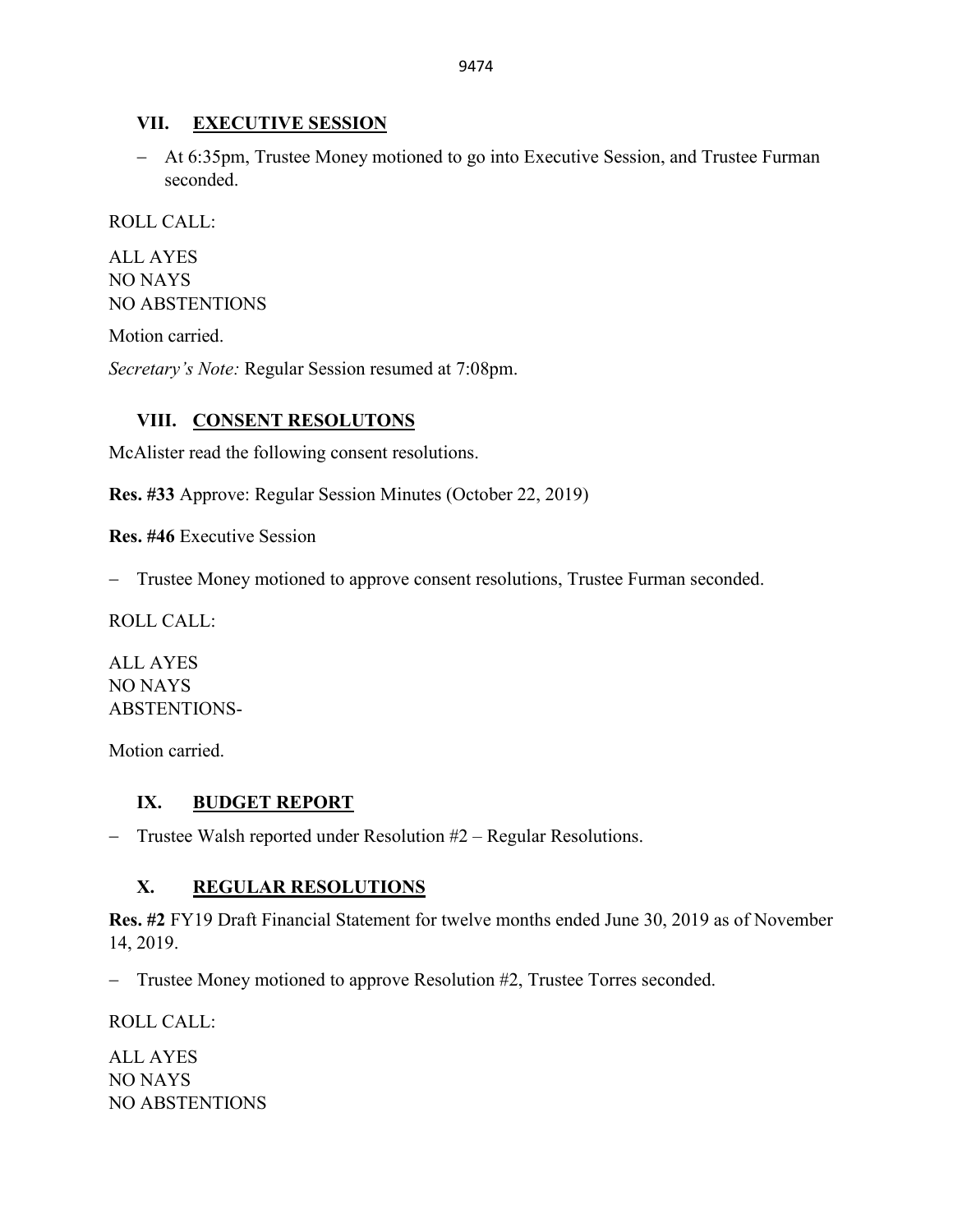## VII. EXECUTIVE SESSION

- At 6:35pm, Trustee Money motioned to go into Executive Session, and Trustee Furman seconded.

ROLL CALL:

ALL AYES
NO NAYS
NO ABSTENTIONS

Motion carried.

*Secretary's Note:* Regular Session resumed at 7:08pm.

## VIII. CONSENT RESOLUTONS

McAlister read the following consent resolutions.

**Res. #33** Approve: Regular Session Minutes (October 22, 2019)

**Res. #46** Executive Session

- Trustee Money motioned to approve consent resolutions, Trustee Furman seconded.

ROLL CALL:

ALL AYES
NO NAYS
ABSTENTIONS-

Motion carried.

## IX. BUDGET REPORT

- Trustee Walsh reported under Resolution #2 – Regular Resolutions.

## X. REGULAR RESOLUTIONS

**Res. #2** FY19 Draft Financial Statement for twelve months ended June 30, 2019 as of November 14, 2019.

- Trustee Money motioned to approve Resolution #2, Trustee Torres seconded.

ROLL CALL:

ALL AYES
NO NAYS
NO ABSTENTIONS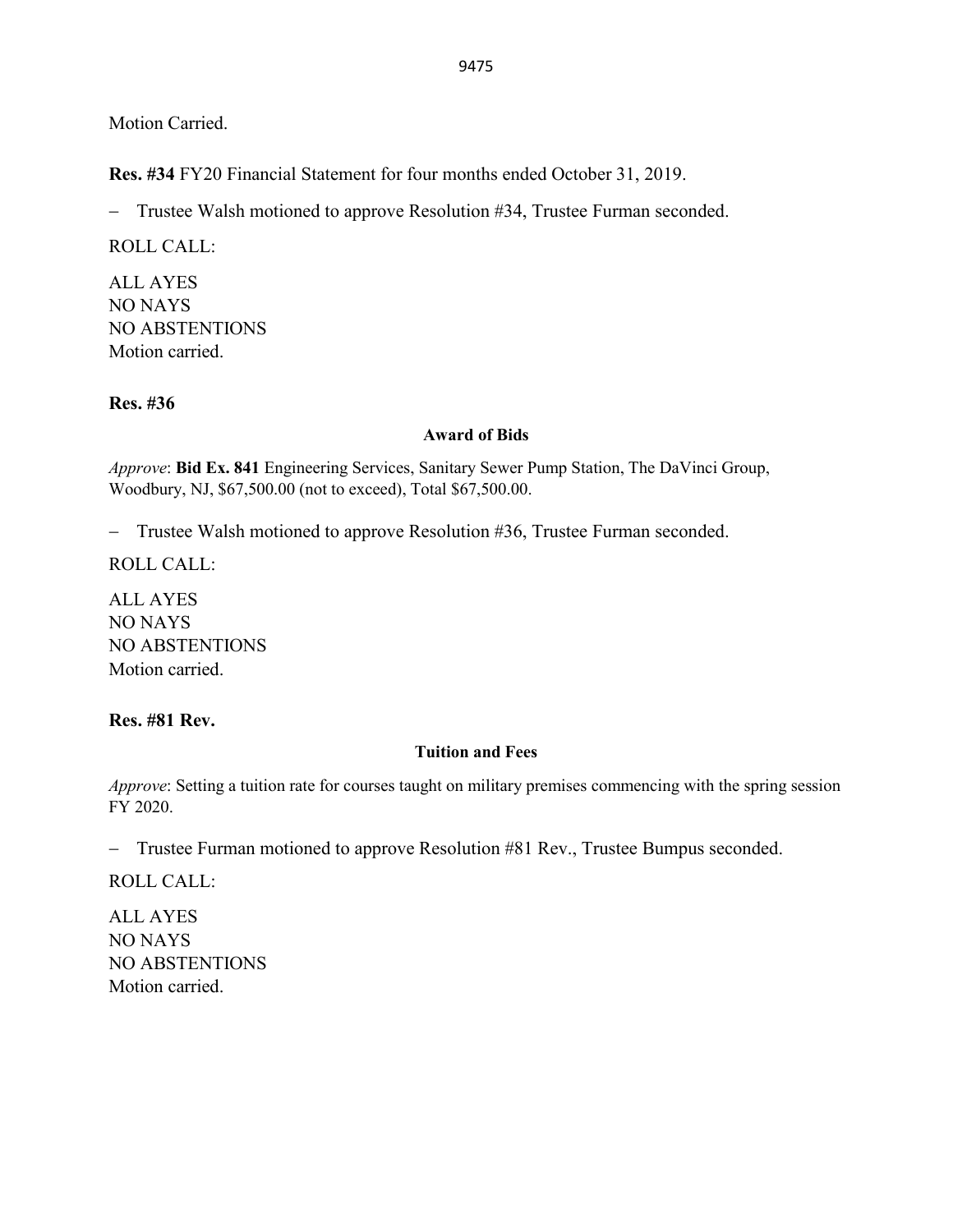Motion Carried.

**Res. #34** FY20 Financial Statement for four months ended October 31, 2019.

- Trustee Walsh motioned to approve Resolution #34, Trustee Furman seconded.

ROLL CALL:

ALL AYES
NO NAYS
NO ABSTENTIONS
Motion carried.

**Res. #36**

**Award of Bids**

*Approve*: **Bid Ex. 841** Engineering Services, Sanitary Sewer Pump Station, The DaVinci Group, Woodbury, NJ, $67,500.00 (not to exceed), Total $67,500.00.

- Trustee Walsh motioned to approve Resolution #36, Trustee Furman seconded.

ROLL CALL:

ALL AYES
NO NAYS
NO ABSTENTIONS
Motion carried.

**Res. #81 Rev.**

**Tuition and Fees**

*Approve*: Setting a tuition rate for courses taught on military premises commencing with the spring session FY 2020.

- Trustee Furman motioned to approve Resolution #81 Rev., Trustee Bumpus seconded.

ROLL CALL:

ALL AYES
NO NAYS
NO ABSTENTIONS
Motion carried.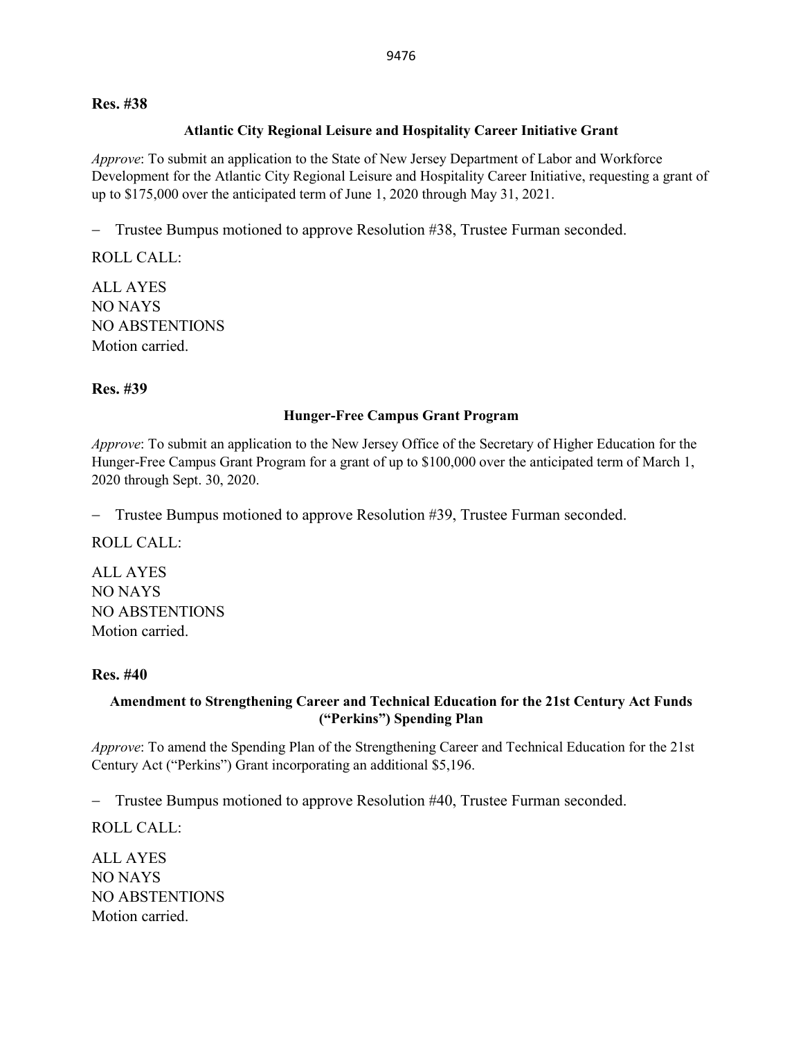**Res. #38**

**Atlantic City Regional Leisure and Hospitality Career Initiative Grant**

*Approve*: To submit an application to the State of New Jersey Department of Labor and Workforce Development for the Atlantic City Regional Leisure and Hospitality Career Initiative, requesting a grant of up to $175,000 over the anticipated term of June 1, 2020 through May 31, 2021.

- Trustee Bumpus motioned to approve Resolution #38, Trustee Furman seconded.

ROLL CALL:

ALL AYES
NO NAYS
NO ABSTENTIONS
Motion carried.

**Res. #39**

**Hunger-Free Campus Grant Program**

*Approve*: To submit an application to the New Jersey Office of the Secretary of Higher Education for the Hunger-Free Campus Grant Program for a grant of up to $100,000 over the anticipated term of March 1, 2020 through Sept. 30, 2020.

- Trustee Bumpus motioned to approve Resolution #39, Trustee Furman seconded.

ROLL CALL:

ALL AYES
NO NAYS
NO ABSTENTIONS
Motion carried.

**Res. #40**

**Amendment to Strengthening Career and Technical Education for the 21st Century Act Funds ("Perkins") Spending Plan**

*Approve*: To amend the Spending Plan of the Strengthening Career and Technical Education for the 21st Century Act ("Perkins") Grant incorporating an additional $5,196.

- Trustee Bumpus motioned to approve Resolution #40, Trustee Furman seconded.

ROLL CALL:

ALL AYES
NO NAYS
NO ABSTENTIONS
Motion carried.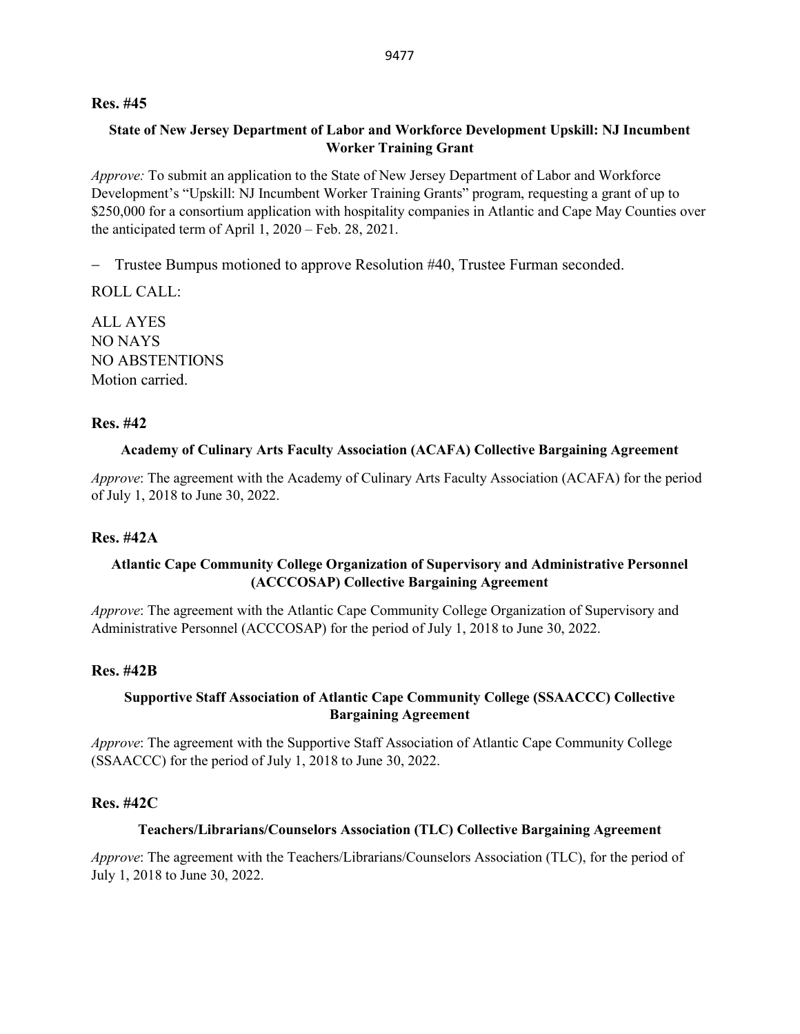**Res. #45**

**State of New Jersey Department of Labor and Workforce Development Upskill: NJ Incumbent Worker Training Grant**

*Approve:* To submit an application to the State of New Jersey Department of Labor and Workforce Development's "Upskill: NJ Incumbent Worker Training Grants" program, requesting a grant of up to $250,000 for a consortium application with hospitality companies in Atlantic and Cape May Counties over the anticipated term of April 1, 2020 – Feb. 28, 2021.

- Trustee Bumpus motioned to approve Resolution #40, Trustee Furman seconded.

ROLL CALL:

ALL AYES
NO NAYS
NO ABSTENTIONS
Motion carried.

**Res. #42**

**Academy of Culinary Arts Faculty Association (ACAFA) Collective Bargaining Agreement**

*Approve*: The agreement with the Academy of Culinary Arts Faculty Association (ACAFA) for the period of July 1, 2018 to June 30, 2022.

**Res. #42A**

**Atlantic Cape Community College Organization of Supervisory and Administrative Personnel (ACCCOSAP) Collective Bargaining Agreement**

*Approve*: The agreement with the Atlantic Cape Community College Organization of Supervisory and Administrative Personnel (ACCCOSAP) for the period of July 1, 2018 to June 30, 2022.

**Res. #42B**

**Supportive Staff Association of Atlantic Cape Community College (SSAACCC) Collective Bargaining Agreement**

*Approve*: The agreement with the Supportive Staff Association of Atlantic Cape Community College (SSAACCC) for the period of July 1, 2018 to June 30, 2022.

**Res. #42C**

**Teachers/Librarians/Counselors Association (TLC) Collective Bargaining Agreement**

*Approve*: The agreement with the Teachers/Librarians/Counselors Association (TLC), for the period of July 1, 2018 to June 30, 2022.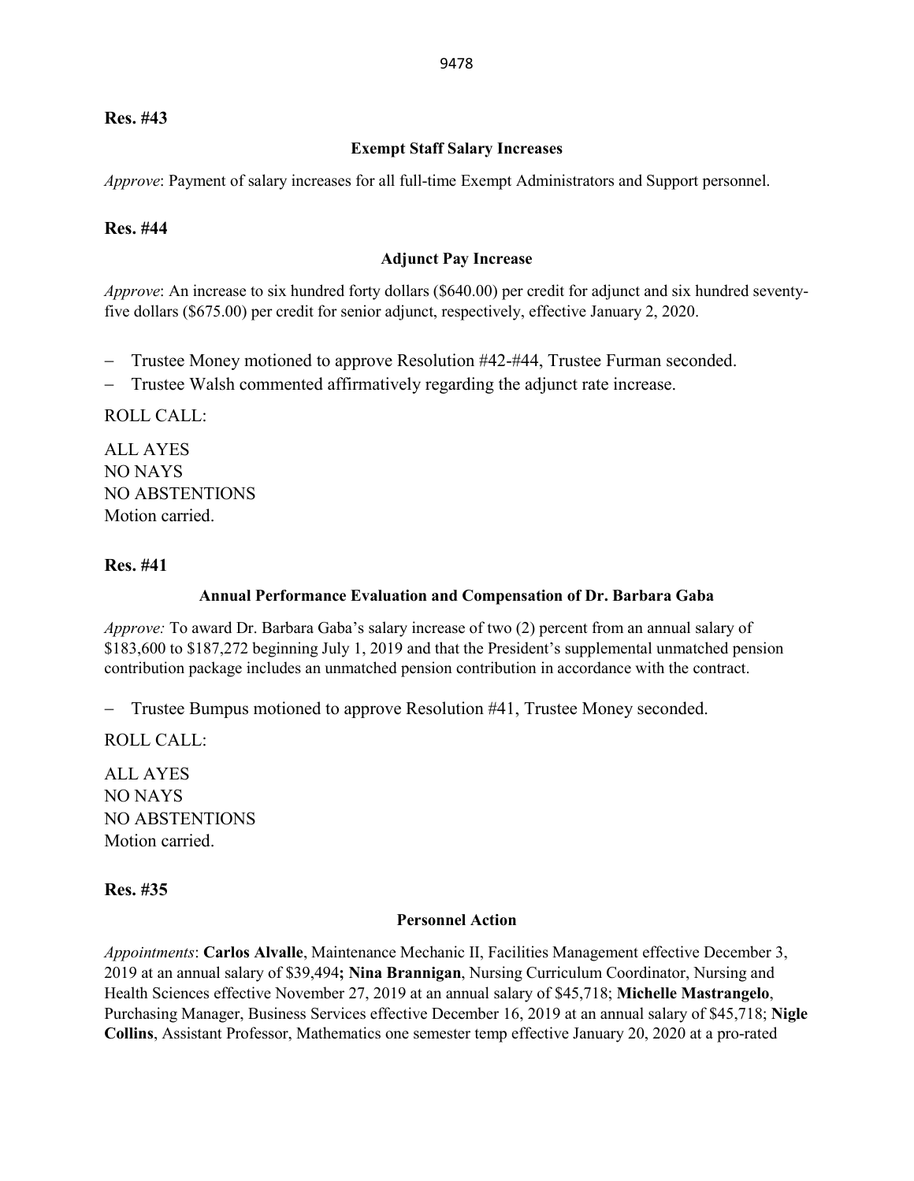**Res. #43**

**Exempt Staff Salary Increases**

*Approve*: Payment of salary increases for all full-time Exempt Administrators and Support personnel.

**Res. #44**

**Adjunct Pay Increase**

*Approve*: An increase to six hundred forty dollars ($640.00) per credit for adjunct and six hundred seventy-five dollars ($675.00) per credit for senior adjunct, respectively, effective January 2, 2020.

- Trustee Money motioned to approve Resolution #42-#44, Trustee Furman seconded.
- Trustee Walsh commented affirmatively regarding the adjunct rate increase.

ROLL CALL:

ALL AYES
NO NAYS
NO ABSTENTIONS
Motion carried.

**Res. #41**

**Annual Performance Evaluation and Compensation of Dr. Barbara Gaba**

*Approve:* To award Dr. Barbara Gaba's salary increase of two (2) percent from an annual salary of $183,600 to $187,272 beginning July 1, 2019 and that the President's supplemental unmatched pension contribution package includes an unmatched pension contribution in accordance with the contract.

- Trustee Bumpus motioned to approve Resolution #41, Trustee Money seconded.

ROLL CALL:

ALL AYES
NO NAYS
NO ABSTENTIONS
Motion carried.

**Res. #35**

**Personnel Action**

*Appointments*: **Carlos Alvalle**, Maintenance Mechanic II, Facilities Management effective December 3, 2019 at an annual salary of $39,494**; Nina Brannigan**, Nursing Curriculum Coordinator, Nursing and Health Sciences effective November 27, 2019 at an annual salary of $45,718; **Michelle Mastrangelo**, Purchasing Manager, Business Services effective December 16, 2019 at an annual salary of $45,718; **Nigle Collins**, Assistant Professor, Mathematics one semester temp effective January 20, 2020 at a pro-rated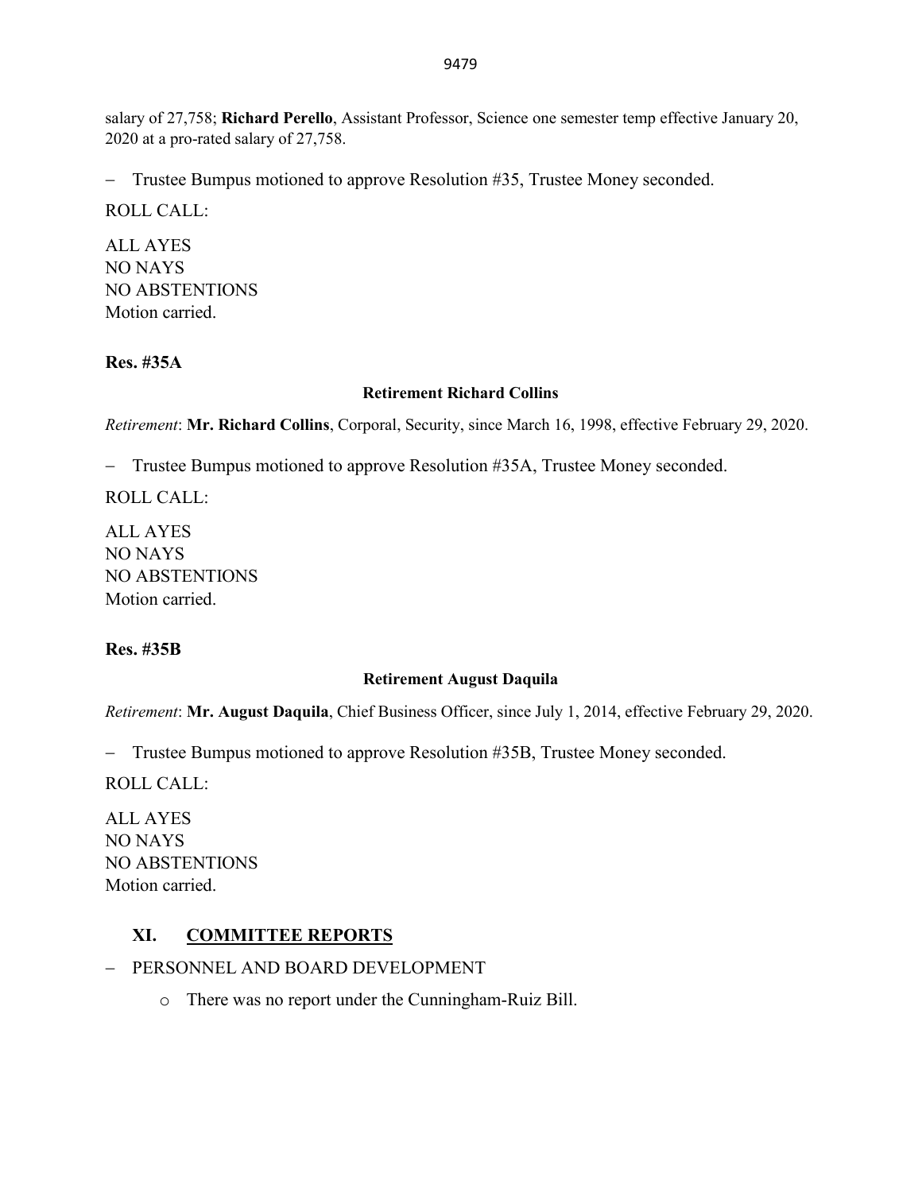salary of 27,758; **Richard Perello**, Assistant Professor, Science one semester temp effective January 20, 2020 at a pro-rated salary of 27,758.

- Trustee Bumpus motioned to approve Resolution #35, Trustee Money seconded.

ROLL CALL:

ALL AYES
NO NAYS
NO ABSTENTIONS
Motion carried.

**Res. #35A**

**Retirement Richard Collins**

*Retirement*: **Mr. Richard Collins**, Corporal, Security, since March 16, 1998, effective February 29, 2020.

- Trustee Bumpus motioned to approve Resolution #35A, Trustee Money seconded.

ROLL CALL:

ALL AYES
NO NAYS
NO ABSTENTIONS
Motion carried.

**Res. #35B**

**Retirement August Daquila**

*Retirement*: **Mr. August Daquila**, Chief Business Officer, since July 1, 2014, effective February 29, 2020.

- Trustee Bumpus motioned to approve Resolution #35B, Trustee Money seconded.

ROLL CALL:

ALL AYES
NO NAYS
NO ABSTENTIONS
Motion carried.

## XI. COMMITTEE REPORTS

- PERSONNEL AND BOARD DEVELOPMENT
  - There was no report under the Cunningham-Ruiz Bill.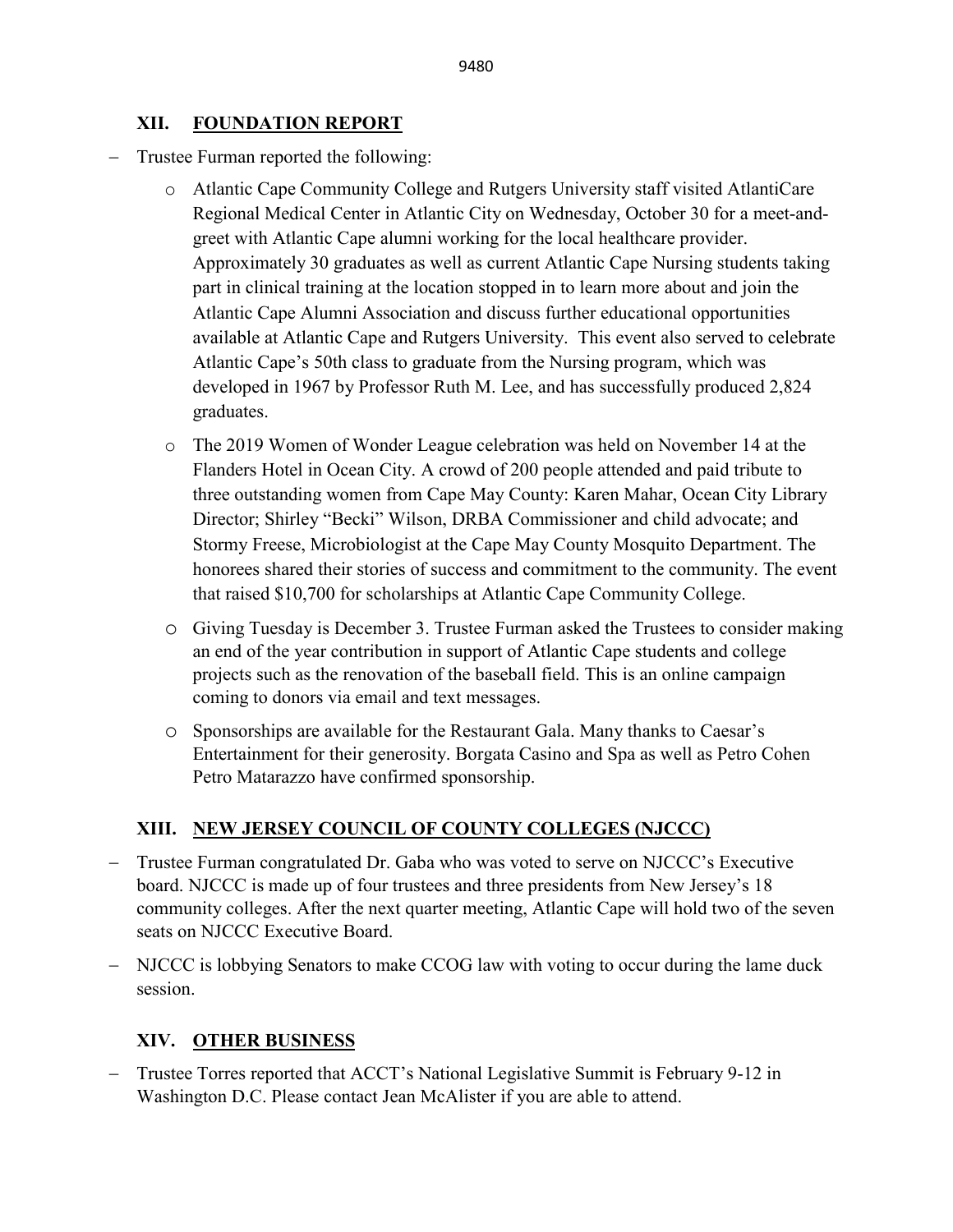## XII. FOUNDATION REPORT

- Trustee Furman reported the following:
  - Atlantic Cape Community College and Rutgers University staff visited AtlantiCare Regional Medical Center in Atlantic City on Wednesday, October 30 for a meet-and-greet with Atlantic Cape alumni working for the local healthcare provider. Approximately 30 graduates as well as current Atlantic Cape Nursing students taking part in clinical training at the location stopped in to learn more about and join the Atlantic Cape Alumni Association and discuss further educational opportunities available at Atlantic Cape and Rutgers University. This event also served to celebrate Atlantic Cape's 50th class to graduate from the Nursing program, which was developed in 1967 by Professor Ruth M. Lee, and has successfully produced 2,824 graduates.
  - The 2019 Women of Wonder League celebration was held on November 14 at the Flanders Hotel in Ocean City. A crowd of 200 people attended and paid tribute to three outstanding women from Cape May County: Karen Mahar, Ocean City Library Director; Shirley "Becki" Wilson, DRBA Commissioner and child advocate; and Stormy Freese, Microbiologist at the Cape May County Mosquito Department. The honorees shared their stories of success and commitment to the community. The event that raised $10,700 for scholarships at Atlantic Cape Community College.
  - Giving Tuesday is December 3. Trustee Furman asked the Trustees to consider making an end of the year contribution in support of Atlantic Cape students and college projects such as the renovation of the baseball field. This is an online campaign coming to donors via email and text messages.
  - Sponsorships are available for the Restaurant Gala. Many thanks to Caesar's Entertainment for their generosity. Borgata Casino and Spa as well as Petro Cohen Petro Matarazzo have confirmed sponsorship.

## XIII. NEW JERSEY COUNCIL OF COUNTY COLLEGES (NJCCC)

- Trustee Furman congratulated Dr. Gaba who was voted to serve on NJCCC's Executive board. NJCCC is made up of four trustees and three presidents from New Jersey's 18 community colleges. After the next quarter meeting, Atlantic Cape will hold two of the seven seats on NJCCC Executive Board.
- NJCCC is lobbying Senators to make CCOG law with voting to occur during the lame duck session.

## XIV. OTHER BUSINESS

- Trustee Torres reported that ACCT's National Legislative Summit is February 9-12 in Washington D.C. Please contact Jean McAlister if you are able to attend.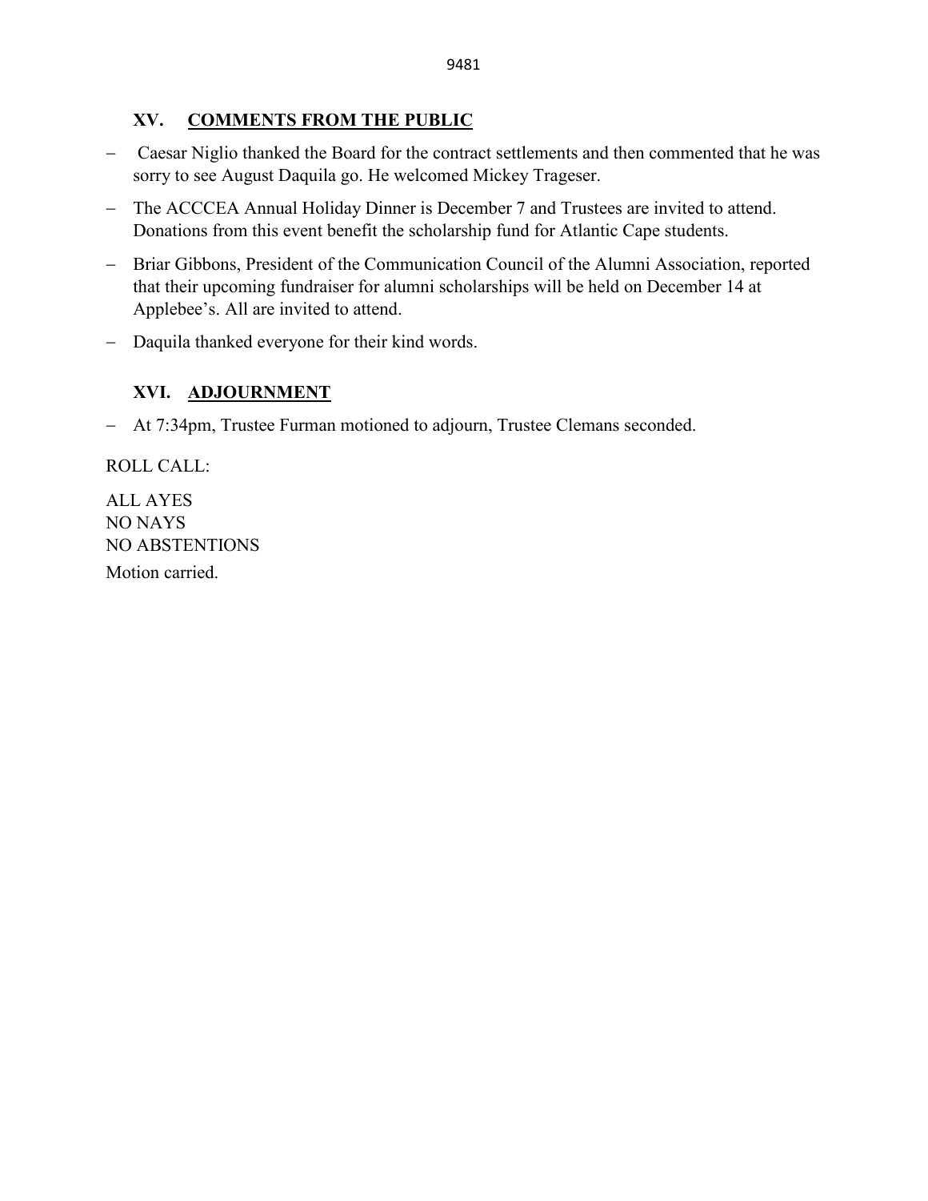## XV. COMMENTS FROM THE PUBLIC

- Caesar Niglio thanked the Board for the contract settlements and then commented that he was sorry to see August Daquila go. He welcomed Mickey Trageser.
- The ACCCEA Annual Holiday Dinner is December 7 and Trustees are invited to attend. Donations from this event benefit the scholarship fund for Atlantic Cape students.
- Briar Gibbons, President of the Communication Council of the Alumni Association, reported that their upcoming fundraiser for alumni scholarships will be held on December 14 at Applebee's. All are invited to attend.
- Daquila thanked everyone for their kind words.

## XVI. ADJOURNMENT

- At 7:34pm, Trustee Furman motioned to adjourn, Trustee Clemans seconded.

ROLL CALL:

ALL AYES
NO NAYS
NO ABSTENTIONS
Motion carried.